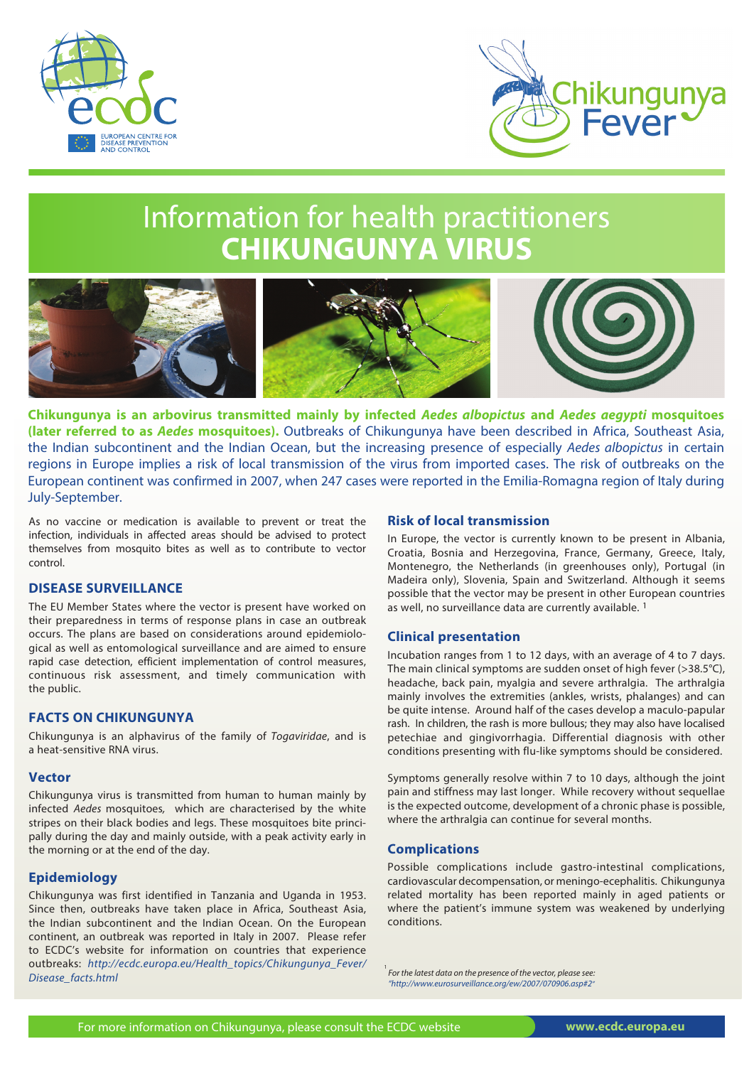# Information for health practitioners
# CHIKUNGUNYA VIRUS

**Chikungunya is an arbovirus transmitted mainly by infected *Aedes albopictus* and *Aedes aegypti* mosquitoes (later referred to as *Aedes* mosquitoes).** Outbreaks of Chikungunya have been described in Africa, Southeast Asia, the Indian subcontinent and the Indian Ocean, but the increasing presence of especially *Aedes albopictus* in certain regions in Europe implies a risk of local transmission of the virus from imported cases. The risk of outbreaks on the European continent was confirmed in 2007, when 247 cases were reported in the Emilia-Romagna region of Italy during July-September.

As no vaccine or medication is available to prevent or treat the infection, individuals in affected areas should be advised to protect themselves from mosquito bites as well as to contribute to vector control.

## DISEASE SURVEILLANCE

The EU Member States where the vector is present have worked on their preparedness in terms of response plans in case an outbreak occurs. The plans are based on considerations around epidemiological as well as entomological surveillance and are aimed to ensure rapid case detection, efficient implementation of control measures, continuous risk assessment, and timely communication with the public.

## FACTS ON CHIKUNGUNYA

Chikungunya is an alphavirus of the family of *Togaviridae*, and is a heat-sensitive RNA virus.

### Vector

Chikungunya virus is transmitted from human to human mainly by infected *Aedes* mosquitoes, which are characterised by the white stripes on their black bodies and legs. These mosquitoes bite principally during the day and mainly outside, with a peak activity early in the morning or at the end of the day.

### Epidemiology

Chikungunya was first identified in Tanzania and Uganda in 1953. Since then, outbreaks have taken place in Africa, Southeast Asia, the Indian subcontinent and the Indian Ocean. On the European continent, an outbreak was reported in Italy in 2007. Please refer to ECDC's website for information on countries that experience outbreaks: *http://ecdc.europa.eu/Health_topics/Chikungunya_Fever/Disease_facts.html*

### Risk of local transmission

In Europe, the vector is currently known to be present in Albania, Croatia, Bosnia and Herzegovina, France, Germany, Greece, Italy, Montenegro, the Netherlands (in greenhouses only), Portugal (in Madeira only), Slovenia, Spain and Switzerland. Although it seems possible that the vector may be present in other European countries as well, no surveillance data are currently available. [1]

### Clinical presentation

Incubation ranges from 1 to 12 days, with an average of 4 to 7 days. The main clinical symptoms are sudden onset of high fever (>38.5°C), headache, back pain, myalgia and severe arthralgia. The arthralgia mainly involves the extremities (ankles, wrists, phalanges) and can be quite intense. Around half of the cases develop a maculo-papular rash. In children, the rash is more bullous; they may also have localised petechiae and gingivorrhagia. Differential diagnosis with other conditions presenting with flu-like symptoms should be considered.

Symptoms generally resolve within 7 to 10 days, although the joint pain and stiffness may last longer. While recovery without sequellae is the expected outcome, development of a chronic phase is possible, where the arthralgia can continue for several months.

### Complications

Possible complications include gastro-intestinal complications, cardiovascular decompensation, or meningo-ecephalitis. Chikungunya related mortality has been reported mainly in aged patients or where the patient's immune system was weakened by underlying conditions.

[1] *For the latest data on the presence of the vector, please see: "http://www.eurosurveillance.org/ew/2007/070906.asp#2"*

For more information on Chikungunya, please consult the ECDC website **www.ecdc.europa.eu**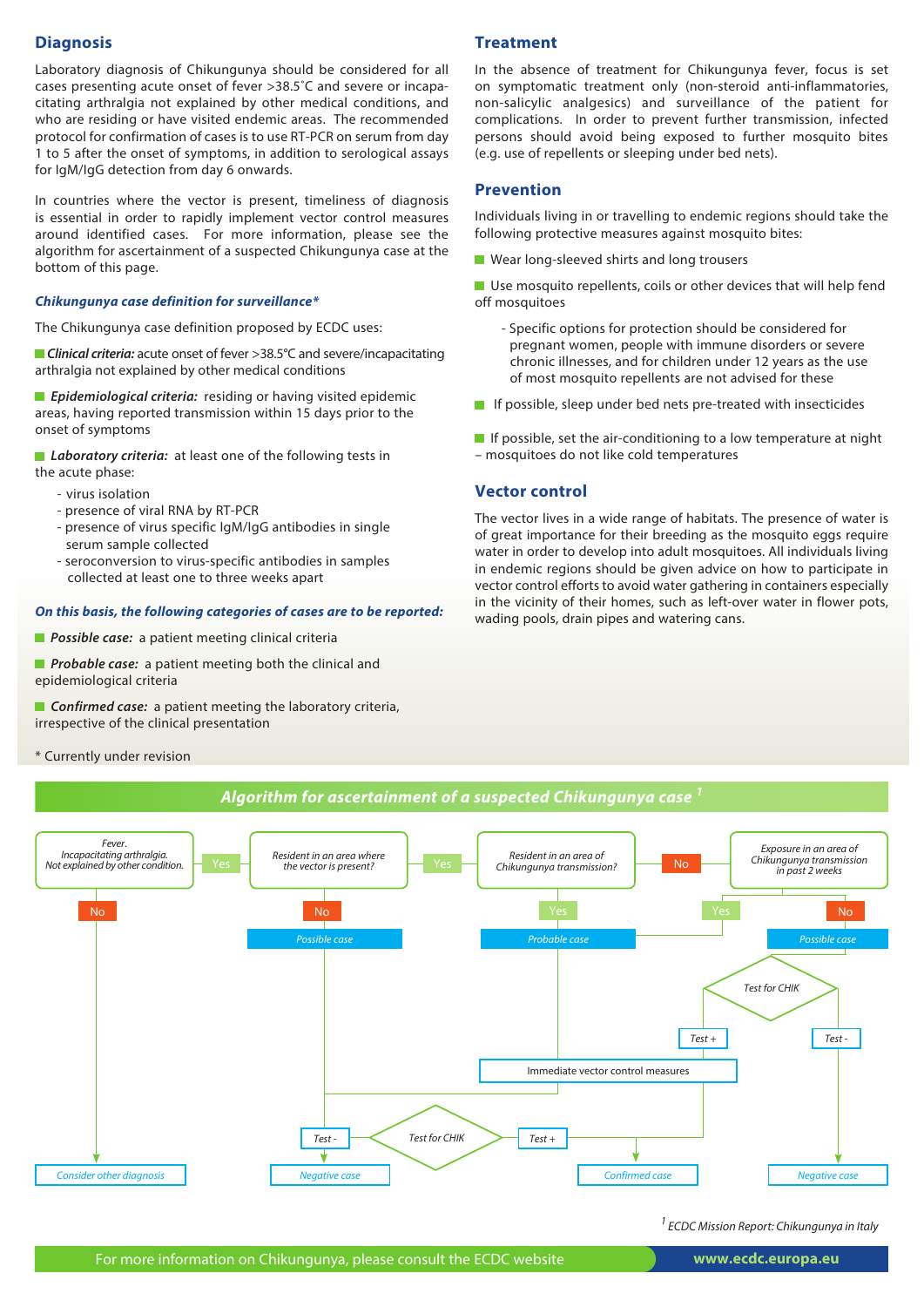## Diagnosis

Laboratory diagnosis of Chikungunya should be considered for all cases presenting acute onset of fever >38.5˚C and severe or incapacitating arthralgia not explained by other medical conditions, and who are residing or have visited endemic areas. The recommended protocol for confirmation of cases is to use RT-PCR on serum from day 1 to 5 after the onset of symptoms, in addition to serological assays for IgM/IgG detection from day 6 onwards.

In countries where the vector is present, timeliness of diagnosis is essential in order to rapidly implement vector control measures around identified cases. For more information, please see the algorithm for ascertainment of a suspected Chikungunya case at the bottom of this page.

### *Chikungunya case definition for surveillance**

The Chikungunya case definition proposed by ECDC uses:

- ***Clinical criteria:*** acute onset of fever >38.5°C and severe/incapacitating arthralgia not explained by other medical conditions
- ***Epidemiological criteria:*** residing or having visited epidemic areas, having reported transmission within 15 days prior to the onset of symptoms
- ***Laboratory criteria:*** at least one of the following tests in the acute phase:
  - virus isolation
  - presence of viral RNA by RT-PCR
  - presence of virus specific IgM/IgG antibodies in single serum sample collected
  - seroconversion to virus-specific antibodies in samples collected at least one to three weeks apart

### *On this basis, the following categories of cases are to be reported:*

- ***Possible case:*** a patient meeting clinical criteria
- ***Probable case:*** a patient meeting both the clinical and epidemiological criteria
- ***Confirmed case:*** a patient meeting the laboratory criteria, irrespective of the clinical presentation

\* Currently under revision

## Treatment

In the absence of treatment for Chikungunya fever, focus is set on symptomatic treatment only (non-steroid anti-inflammatories, non-salicylic analgesics) and surveillance of the patient for complications. In order to prevent further transmission, infected persons should avoid being exposed to further mosquito bites (e.g. use of repellents or sleeping under bed nets).

## Prevention

Individuals living in or travelling to endemic regions should take the following protective measures against mosquito bites:

- Wear long-sleeved shirts and long trousers
- Use mosquito repellents, coils or other devices that will help fend off mosquitoes
  - Specific options for protection should be considered for pregnant women, people with immune disorders or severe chronic illnesses, and for children under 12 years as the use of most mosquito repellents are not advised for these
- If possible, sleep under bed nets pre-treated with insecticides
- If possible, set the air-conditioning to a low temperature at night – mosquitoes do not like cold temperatures

## Vector control

The vector lives in a wide range of habitats. The presence of water is of great importance for their breeding as the mosquito eggs require water in order to develop into adult mosquitoes. All individuals living in endemic regions should be given advice on how to participate in vector control efforts to avoid water gathering in containers especially in the vicinity of their homes, such as left-over water in flower pots, wading pools, drain pipes and watering cans.

## *Algorithm for ascertainment of a suspected Chikungunya case* [1]

Fever. Incapacitating arthralgia. Not explained by other condition.
Yes
No
Consider other diagnosis

Resident in an area where the vector is present?
Yes
No
Possible case

Resident in an area of Chikungunya transmission?
No
Yes
Probable case

Exposure in an area of Chikungunya transmission in past 2 weeks
Yes
No
Possible case

Test for CHIK
Test +
Test -

Immediate vector control measures

Test for CHIK
Test -
Test +

Negative case
Confirmed case
Negative case

[1] ECDC Mission Report: Chikungunya in Italy

For more information on Chikungunya, please consult the ECDC website www.ecdc.europa.eu